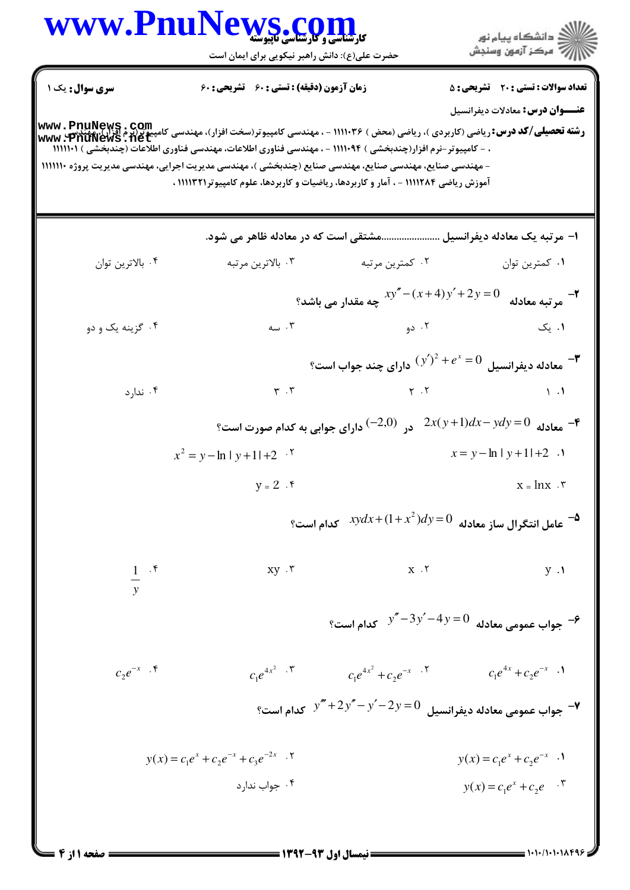**تعداد سوالات : تستی : ۲۰ تشریحی : ۵** | **زمان آزمون (دقیقه) : تستی : ۶۰ تشریحی : ۶۰** | **سری سوال : یک ۱**

**عنـــوان درس :** معادلات دیفرانسیل

**رشته تحصیلی/کد درس :** ریاضی (کاربردی )، ریاضی (محض ) ۱۱۱۱۰۳۶ - ، مهندسی کامپیوتر(سخت افزار)، مهندسی کامپیوتر(نرم افزار)، مهندسی کامپیوتر-نرم افزار(چندبخشی ) ۱۱۱۱۰۹۴ - ، مهندسی فناوری اطلاعات، مهندسی فناوری اطلاعات (چندبخشی ) ۱۱۱۱۱۰۱ - مهندسی صنایع، مهندسی صنایع، مهندسی صنایع (چندبخشی )، مهندسی مدیریت اجرایی، مهندسی مدیریت پروژه ۱۱۱۱۱۱۰ آموزش ریاضی ۱۱۱۱۲۸۴ - ، آمار و کاربردها، ریاضیات و کاربردها، علوم کامپیوتر۱۱۱۱۳۲۱ ،

۱- مرتبه یک معادله دیفرانسیل .......................مشتقی است که در معادله ظاهر می شود.

۱. کمترین توان ۲. کمترین مرتبه ۳. بالاترین مرتبه ۴. بالاترین توان

۲- مرتبه معادله $xy''-(x+4)y'+2y=0$ چه مقدار می باشد؟

۱. یک ۲. دو ۳. سه ۴. گزینه یک و دو

۳- معادله دیفرانسیل $(y')^2+e^x=0$ دارای چند جواب است؟

۱. ۱ ۲. ۲ ۳. ۳ ۴. ندارد

۴- معادله $2x(y+1)dx-ydy=0$ در $(-2,0)$ دارای جوابی به کدام صورت است؟

۱. $x=y-\ln|y+1|+2$

۲. $x^2=y-\ln|y+1|+2$

۳. $x=\ln x$

۴. $y=2$

۵- عامل انتگرال ساز معادله $xydx+(1+x^2)dy=0$ کدام است؟

۱. $y$ ۲. $x$ ۳. $xy$ ۴. $\frac{1}{y}$

۶- جواب عمومی معادله $y''-3y'-4y=0$ کدام است؟

۱. $c_1e^{4x}+c_2e^{-x}$ ۲. $c_1e^{4x^2}+c_2e^{-x}$ ۳. $c_1e^{4x^2}$ ۴. $c_2e^{-x}$

۷- جواب عمومی معادله دیفرانسیل $y'''+2y''-y'-2y=0$ کدام است؟

۱. $y(x)=c_1e^x+c_2e^{-x}$

۲. $y(x)=c_1e^x+c_2e^{-x}+c_3e^{-2x}$

۳. $y(x)=c_1e^x+c_2e$

۴. جواب ندارد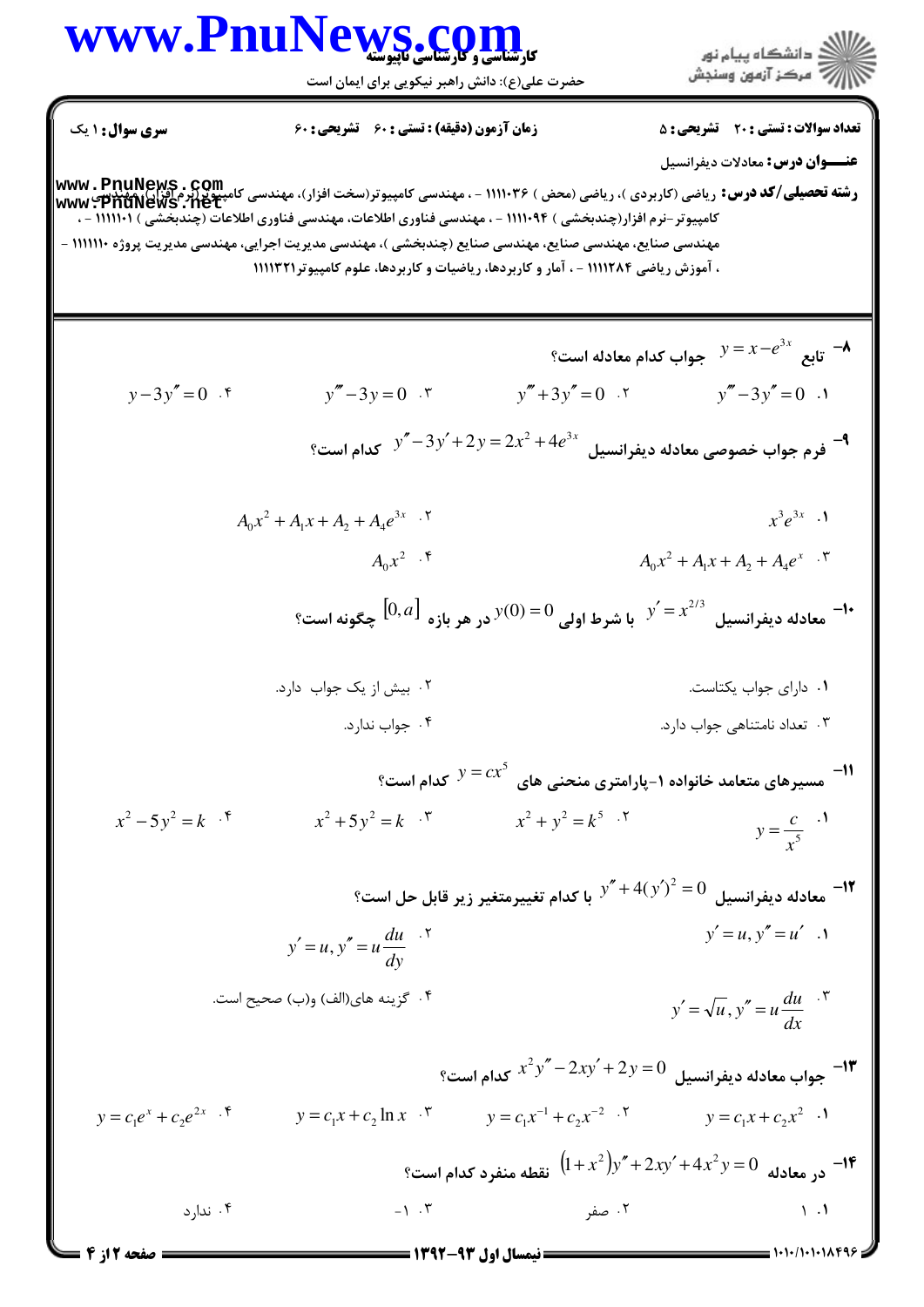**سری سوال:** ۱ یک

**زمان آزمون (دقیقه) : تستی : ۶۰ تشریحی : ۶۰**

**تعداد سوالات : تستی : ۲۰ تشریحی : ۵**

**عنـــوان درس:** معادلات دیفرانسیل

**رشته تحصیلی/کد درس:** ریاضی (کاربردی )، ریاضی (محض ) ۱۱۱۱۰۳۶ - ، مهندسی کامپیوتر(سخت افزار)، مهندسی کامپیوتر(نرم افزار)، مهندسی کامپیوتر-نرم افزار(چندبخشی ) ۱۱۱۱۰۹۴ - ، مهندسی فناوری اطلاعات، مهندسی فناوری اطلاعات (چندبخشی ) ۱۱۱۱۱۰۱ - ، مهندسی صنایع، مهندسی صنایع، مهندسی صنایع (چندبخشی )، مهندسی مدیریت اجرایی، مهندسی مدیریت پروژه ۱۱۱۱۱۱۰ - ، آموزش ریاضی ۱۱۱۱۲۸۴ - ، آمار و کاربردها، ریاضیات و کاربردها، علوم کامپیوتر۱۱۱۱۳۲۱

---

۸- تابع $y = x - e^{3x}$ جواب کدام معادله است؟

۱. $y''' - 3y'' = 0$

۲. $y''' + 3y'' = 0$

۳. $y''' - 3y = 0$

۴. $y - 3y'' = 0$

۹- فرم جواب خصوصی معادله دیفرانسیل $y'' - 3y' + 2y = 2x^2 + 4e^{3x}$ کدام است؟

۱. $x^3 e^{3x}$

۲. $A_0x^2 + A_1x + A_2 + A_4e^{3x}$

۳. $A_0x^2 + A_1x + A_2 + A_4e^{x}$

۴. $A_0x^2$

۱۰- معادله دیفرانسیل $y' = x^{2/3}$ با شرط اولی $y(0) = 0$ در هر بازه $[0, a]$ چگونه است؟

۱. دارای جواب یکتاست.

۲. بیش از یک جواب دارد.

۳. تعداد نامتناهی جواب دارد.

۴. جواب ندارد.

۱۱- مسیرهای متعامد خانواده ۱-پارامتری منحنی های $y = cx^5$ کدام است؟

۱. $y = \dfrac{c}{x^5}$

۲. $x^2 + y^2 = k^5$

۳. $x^2 + 5y^2 = k$

۴. $x^2 - 5y^2 = k$

۱۲- معادله دیفرانسیل $y'' + 4(y')^2 = 0$ با کدام تغییرمتغیر زیر قابل حل است؟

۱. $y' = u, y'' = u'$

۲. $y' = u, y'' = u\dfrac{du}{dy}$

۳. $y' = \sqrt{u}, y'' = u\dfrac{du}{dx}$

۴. گزینه های(الف) و(ب) صحیح است.

۱۳- جواب معادله دیفرانسیل $x^2y'' - 2xy' + 2y = 0$ کدام است؟

۱. $y = c_1x + c_2x^2$

۲. $y = c_1x^{-1} + c_2x^{-2}$

۳. $y = c_1x + c_2\ln x$

۴. $y = c_1e^{x} + c_2e^{2x}$

۱۴- در معادله $(1 + x^2)y'' + 2xy' + 4x^2y = 0$ نقطه منفرد کدام است؟

۱. ۱

۲. صفر

۳. ۱-

۴. ندارد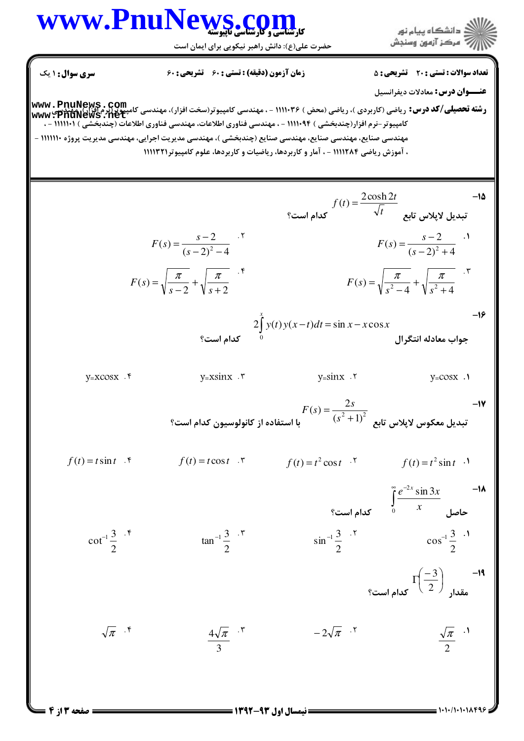**سری سوال:** ۱ یک

**زمان آزمون (دقیقه) : تستی :** ۶۰ **تشریحی :** ۶۰

**تعداد سوالات : تستی :** ۲۰ **تشریحی :** ۵

**عنـــوان درس:** معادلات دیفرانسیل

**رشته تحصیلی/کد درس:** ریاضی (کاربردی )، ریاضی (محض ) ۱۱۱۱۰۳۶ - ، مهندسی کامپیوتر(سخت افزار)، مهندسی کامپیوتر(نرم افزار)، مهندسی کامپیوتر-نرم افزار(چندبخشی ) ۱۱۱۱۰۹۴ - ، مهندسی فناوری اطلاعات، مهندسی فناوری اطلاعات (چندبخشی ) ۱۱۱۱۱۰۱ - ، مهندسی صنایع، مهندسی صنایع، مهندسی مدیریت اجرایی، مهندسی مدیریت پروژه ۱۱۱۱۱۱۰ - ، آموزش ریاضی ۱۱۱۱۲۸۴ - ، آمار و کاربردها، ریاضیات و کاربردها، علوم کامپیوتر۱۱۱۱۳۲۱

---

**۱۵-** تبدیل لاپلاس تابع $f(t)=\dfrac{2\cosh 2t}{\sqrt{t}}$ کدام است؟

۱. $F(s)=\dfrac{s-2}{(s-2)^2+4}$

۲. $F(s)=\dfrac{s-2}{(s-2)^2-4}$

۳. $F(s)=\sqrt{\dfrac{\pi}{s^2-4}}+\sqrt{\dfrac{\pi}{s^2+4}}$

۴. $F(s)=\sqrt{\dfrac{\pi}{s-2}}+\sqrt{\dfrac{\pi}{s+2}}$

**۱۶-** جواب معادله انتگرال $2\int_0^x y(t)y(x-t)dt=\sin x - x\cos x$ کدام است؟

۱. $y=\cos x$

۲. $y=\sin x$

۳. $y=x\sin x$

۴. $y=x\cos x$

**۱۷-** تبدیل معکوس لاپلاس تابع $F(s)=\dfrac{2s}{(s^2+1)^2}$ با استفاده از کانولوسیون کدام است؟

۱. $f(t)=t^2\sin t$

۲. $f(t)=t^2\cos t$

۳. $f(t)=t\cos t$

۴. $f(t)=t\sin t$

**۱۸-** حاصل $\int_0^\infty \dfrac{e^{-2x}\sin 3x}{x}$ کدام است؟

۱. $\cos^{-1}\dfrac{3}{2}$

۲. $\sin^{-1}\dfrac{3}{2}$

۳. $\tan^{-1}\dfrac{3}{2}$

۴. $\cot^{-1}\dfrac{3}{2}$

**۱۹-** مقدار $\Gamma\left(\dfrac{-3}{2}\right)$ کدام است؟

۱. $\dfrac{\sqrt{\pi}}{2}$

۲. $-2\sqrt{\pi}$

۳. $\dfrac{4\sqrt{\pi}}{3}$

۴. $\sqrt{\pi}$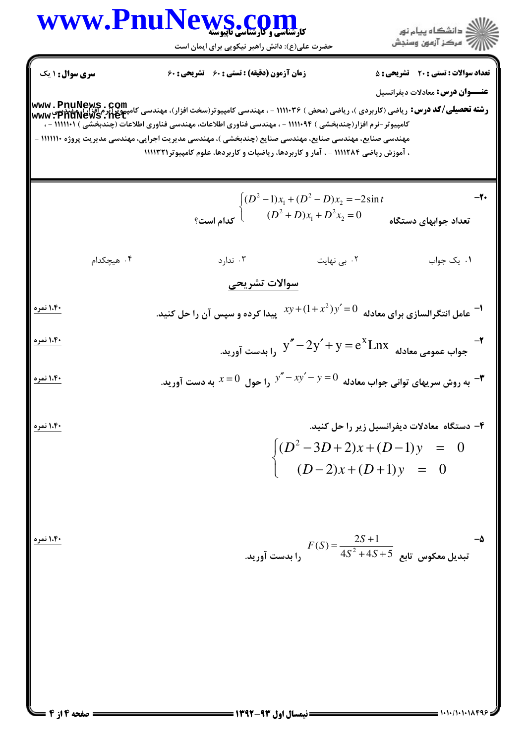**سری سوال:** ۱ یک

**زمان آزمون (دقیقه) : تستی :** ۶۰ **تشریحی :** ۶۰

**تعداد سوالات : تستی :** ۲۰ **تشریحی :** ۵

**عنـــوان درس:** معادلات دیفرانسیل

**رشته تحصیلی/کد درس:** ریاضی (کاربردی )، ریاضی (محض ) ۱۱۱۱۰۳۶ - ، مهندسی کامپیوتر(سخت افزار)، مهندسی کامپیوتر(نرم افزار)، مهندسی کامپیوتر-نرم افزار(چندبخشی ) ۱۱۱۱۰۹۴ - ، مهندسی فناوری اطلاعات، مهندسی فناوری اطلاعات (چندبخشی ) ۱۱۱۱۱۰۱ - ، مهندسی صنایع، مهندسی صنایع، مهندسی صنایع (چندبخشی )، مهندسی مدیریت اجرایی، مهندسی مدیریت پروژه ۱۱۱۱۱۱۰ - ، آموزش ریاضی ۱۱۱۱۲۸۴ - ، آمار و کاربردها، ریاضیات و کاربردها، علوم کامپیوتر۱۱۱۱۳۲۱

۲۰- تعداد جوابهای دستگاه

$$\begin{cases}(D^2-1)x_1+(D^2-D)x_2=-2\sin t\\ (D^2+D)x_1+D^2x_2=0\end{cases}$$

کدام است؟

۱. یک جواب &nbsp;&nbsp; ۲. بی نهایت &nbsp;&nbsp; ۳. ندارد &nbsp;&nbsp; ۴. هیچکدام

## سوالات تشریحی

۱- عامل انتگرالسازی برای معادله $xy+(1+x^2)y'=0$ پیدا کرده و سپس آن را حل کنید. **۱،۴۰ نمره**

۲- جواب عمومی معادله $y''-2y'+y=e^x \operatorname{Ln}x$ را بدست آورید. **۱،۴۰ نمره**

۳- به روش سریهای توانی جواب معادله $y''-xy'-y=0$ را حول $x=0$ به دست آورید. **۱،۴۰ نمره**

۴- دستگاه معادلات دیفرانسیل زیر را حل کنید. **۱،۴۰ نمره**

$$\begin{cases}(D^2-3D+2)x+(D-1)y = 0\\ (D-2)x+(D+1)y = 0\end{cases}$$

۵- تبدیل معکوس تابع $F(S)=\dfrac{2S+1}{4S^2+4S+5}$ را بدست آورید. **۱،۴۰ نمره**